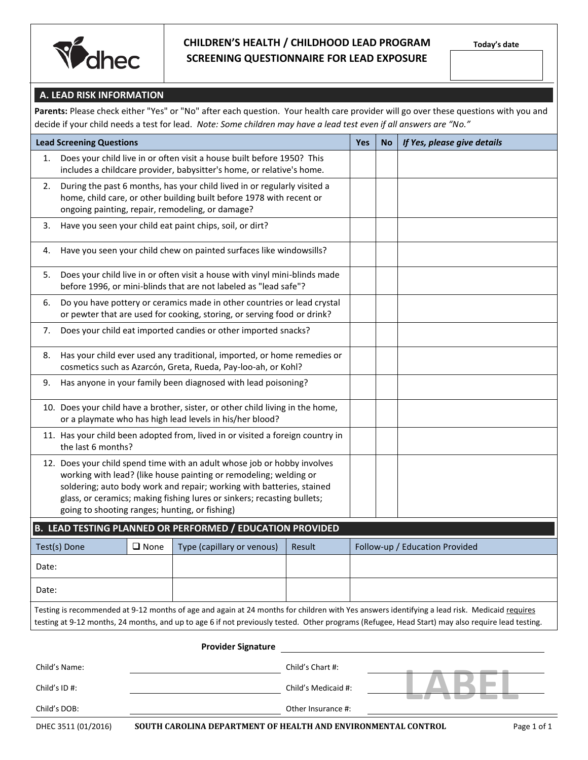# CHILDREN'S HEALTH / CHILDHOOD LEAD PROGRAM
# SCREENING QUESTIONNAIRE FOR LEAD EXPOSURE

**Today's date**

## A. LEAD RISK INFORMATION

**Parents:** Please check either "Yes" or "No" after each question. Your health care provider will go over these questions with you and decide if your child needs a test for lead. *Note: Some children may have a lead test even if all answers are "No."*

| Lead Screening Questions | Yes | No | *If Yes, please give details* |
|---|---|---|---|
| 1. Does your child live in or often visit a house built before 1950? This includes a childcare provider, babysitter's home, or relative's home. | | | |
| 2. During the past 6 months, has your child lived in or regularly visited a home, child care, or other building built before 1978 with recent or ongoing painting, repair, remodeling, or damage? | | | |
| 3. Have you seen your child eat paint chips, soil, or dirt? | | | |
| 4. Have you seen your child chew on painted surfaces like windowsills? | | | |
| 5. Does your child live in or often visit a house with vinyl mini-blinds made before 1996, or mini-blinds that are not labeled as "lead safe"? | | | |
| 6. Do you have pottery or ceramics made in other countries or lead crystal or pewter that are used for cooking, storing, or serving food or drink? | | | |
| 7. Does your child eat imported candies or other imported snacks? | | | |
| 8. Has your child ever used any traditional, imported, or home remedies or cosmetics such as Azarcón, Greta, Rueda, Pay-loo-ah, or Kohl? | | | |
| 9. Has anyone in your family been diagnosed with lead poisoning? | | | |
| 10. Does your child have a brother, sister, or other child living in the home, or a playmate who has high lead levels in his/her blood? | | | |
| 11. Has your child been adopted from, lived in or visited a foreign country in the last 6 months? | | | |
| 12. Does your child spend time with an adult whose job or hobby involves working with lead? (like house painting or remodeling; welding or soldering; auto body work and repair; working with batteries, stained glass, or ceramics; making fishing lures or sinkers; recasting bullets; going to shooting ranges; hunting, or fishing) | | | |

## B. LEAD TESTING PLANNED OR PERFORMED / EDUCATION PROVIDED

| Test(s) Done | ❑ None | Type (capillary or venous) | Result | Follow-up / Education Provided |
|---|---|---|---|---|
| Date: | | | | |
| Date: | | | | |

Testing is recommended at 9-12 months of age and again at 24 months for children with Yes answers identifying a lead risk. Medicaid requires testing at 9-12 months, 24 months, and up to age 6 if not previously tested. Other programs (Refugee, Head Start) may also require lead testing.

**Provider Signature** ____________________

Child's Name: ____________________ Child's Chart #: ____________________

Child's ID #: ____________________ Child's Medicaid #: ____________________

Child's DOB: ____________________ Other Insurance #: ____________________

LABEL

DHEC 3511 (01/2016) SOUTH CAROLINA DEPARTMENT OF HEALTH AND ENVIRONMENTAL CONTROL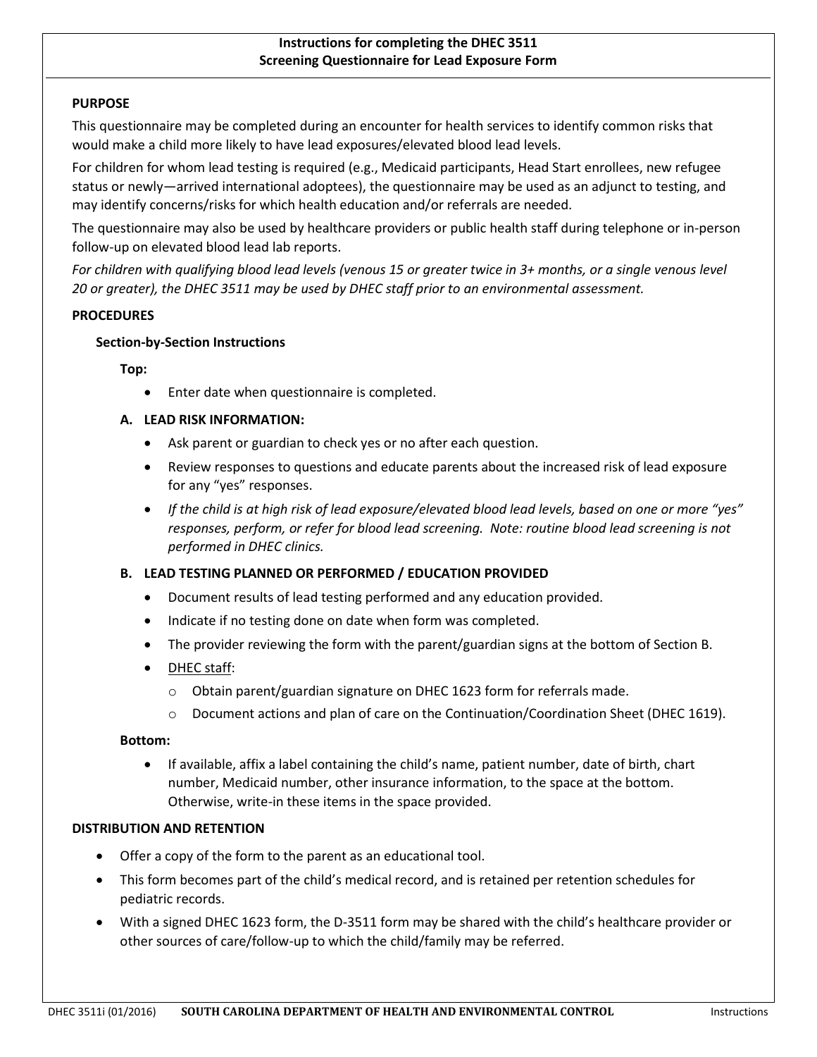# Instructions for completing the DHEC 3511 Screening Questionnaire for Lead Exposure Form

**PURPOSE**

This questionnaire may be completed during an encounter for health services to identify common risks that would make a child more likely to have lead exposures/elevated blood lead levels.

For children for whom lead testing is required (e.g., Medicaid participants, Head Start enrollees, new refugee status or newly—arrived international adoptees), the questionnaire may be used as an adjunct to testing, and may identify concerns/risks for which health education and/or referrals are needed.

The questionnaire may also be used by healthcare providers or public health staff during telephone or in-person follow-up on elevated blood lead lab reports.

*For children with qualifying blood lead levels (venous 15 or greater twice in 3+ months, or a single venous level 20 or greater), the DHEC 3511 may be used by DHEC staff prior to an environmental assessment.*

**PROCEDURES**

**Section-by-Section Instructions**

**Top:**

- Enter date when questionnaire is completed.

**A. LEAD RISK INFORMATION:**

- Ask parent or guardian to check yes or no after each question.
- Review responses to questions and educate parents about the increased risk of lead exposure for any "yes" responses.
- *If the child is at high risk of lead exposure/elevated blood lead levels, based on one or more "yes" responses, perform, or refer for blood lead screening. Note: routine blood lead screening is not performed in DHEC clinics.*

**B. LEAD TESTING PLANNED OR PERFORMED / EDUCATION PROVIDED**

- Document results of lead testing performed and any education provided.
- Indicate if no testing done on date when form was completed.
- The provider reviewing the form with the parent/guardian signs at the bottom of Section B.
- <u>DHEC staff</u>:
  - Obtain parent/guardian signature on DHEC 1623 form for referrals made.
  - Document actions and plan of care on the Continuation/Coordination Sheet (DHEC 1619).

**Bottom:**

- If available, affix a label containing the child's name, patient number, date of birth, chart number, Medicaid number, other insurance information, to the space at the bottom. Otherwise, write-in these items in the space provided.

**DISTRIBUTION AND RETENTION**

- Offer a copy of the form to the parent as an educational tool.
- This form becomes part of the child's medical record, and is retained per retention schedules for pediatric records.
- With a signed DHEC 1623 form, the D-3511 form may be shared with the child's healthcare provider or other sources of care/follow-up to which the child/family may be referred.

DHEC 3511i (01/2016) **SOUTH CAROLINA DEPARTMENT OF HEALTH AND ENVIRONMENTAL CONTROL** Instructions